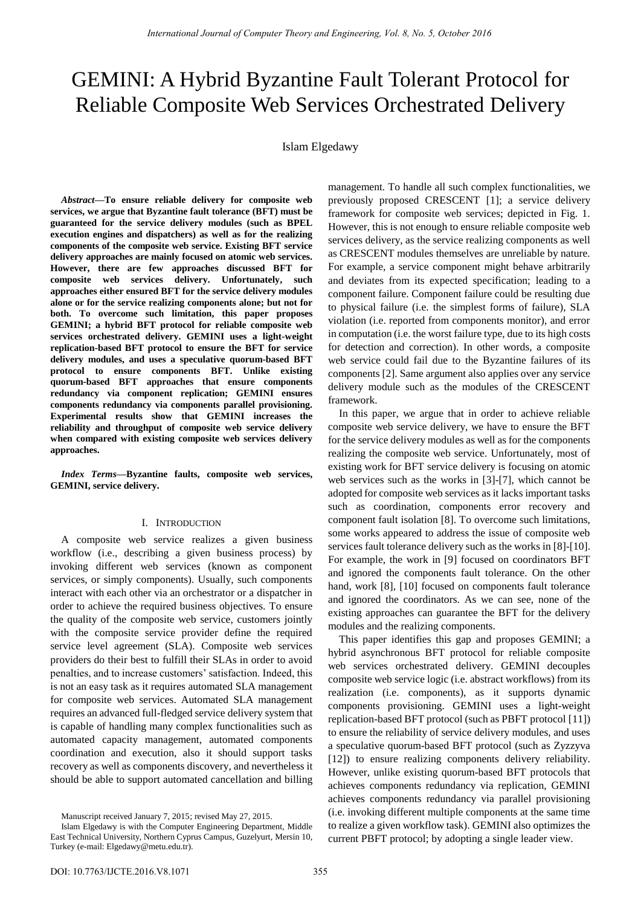# GEMINI: A Hybrid Byzantine Fault Tolerant Protocol for Reliable Composite Web Services Orchestrated Delivery

Islam Elgedawy

***Abstract*—To ensure reliable delivery for composite web services, we argue that Byzantine fault tolerance (BFT) must be guaranteed for the service delivery modules (such as BPEL execution engines and dispatchers) as well as for the realizing components of the composite web service. Existing BFT service delivery approaches are mainly focused on atomic web services. However, there are few approaches discussed BFT for composite web services delivery. Unfortunately, such approaches either ensured BFT for the service delivery modules alone or for the service realizing components alone; but not for both. To overcome such limitation, this paper proposes GEMINI; a hybrid BFT protocol for reliable composite web services orchestrated delivery. GEMINI uses a light-weight replication-based BFT protocol to ensure the BFT for service delivery modules, and uses a speculative quorum-based BFT protocol to ensure components BFT. Unlike existing quorum-based BFT approaches that ensure components redundancy via component replication; GEMINI ensures components redundancy via components parallel provisioning. Experimental results show that GEMINI increases the reliability and throughput of composite web service delivery when compared with existing composite web services delivery approaches.**

***Index Terms*—Byzantine faults, composite web services, GEMINI, service delivery.**

## I. Introduction

A composite web service realizes a given business workflow (i.e., describing a given business process) by invoking different web services (known as component services, or simply components). Usually, such components interact with each other via an orchestrator or a dispatcher in order to achieve the required business objectives. To ensure the quality of the composite web service, customers jointly with the composite service provider define the required service level agreement (SLA). Composite web services providers do their best to fulfill their SLAs in order to avoid penalties, and to increase customers' satisfaction. Indeed, this is not an easy task as it requires automated SLA management for composite web services. Automated SLA management requires an advanced full-fledged service delivery system that is capable of handling many complex functionalities such as automated capacity management, automated components coordination and execution, also it should support tasks recovery as well as components discovery, and nevertheless it should be able to support automated cancellation and billing management. To handle all such complex functionalities, we previously proposed CRESCENT [1]; a service delivery framework for composite web services; depicted in Fig. 1. However, this is not enough to ensure reliable composite web services delivery, as the service realizing components as well as CRESCENT modules themselves are unreliable by nature. For example, a service component might behave arbitrarily and deviates from its expected specification; leading to a component failure. Component failure could be resulting due to physical failure (i.e. the simplest forms of failure), SLA violation (i.e. reported from components monitor), and error in computation (i.e. the worst failure type, due to its high costs for detection and correction). In other words, a composite web service could fail due to the Byzantine failures of its components [2]. Same argument also applies over any service delivery module such as the modules of the CRESCENT framework.

In this paper, we argue that in order to achieve reliable composite web service delivery, we have to ensure the BFT for the service delivery modules as well as for the components realizing the composite web service. Unfortunately, most of existing work for BFT service delivery is focusing on atomic web services such as the works in [3]-[7], which cannot be adopted for composite web services as it lacks important tasks such as coordination, components error recovery and component fault isolation [8]. To overcome such limitations, some works appeared to address the issue of composite web services fault tolerance delivery such as the works in [8]-[10]. For example, the work in [9] focused on coordinators BFT and ignored the components fault tolerance. On the other hand, work [8], [10] focused on components fault tolerance and ignored the coordinators. As we can see, none of the existing approaches can guarantee the BFT for the delivery modules and the realizing components.

This paper identifies this gap and proposes GEMINI; a hybrid asynchronous BFT protocol for reliable composite web services orchestrated delivery. GEMINI decouples composite web service logic (i.e. abstract workflows) from its realization (i.e. components), as it supports dynamic components provisioning. GEMINI uses a light-weight replication-based BFT protocol (such as PBFT protocol [11]) to ensure the reliability of service delivery modules, and uses a speculative quorum-based BFT protocol (such as Zyzzyva [12]) to ensure realizing components delivery reliability. However, unlike existing quorum-based BFT protocols that achieves components redundancy via replication, GEMINI achieves components redundancy via parallel provisioning (i.e. invoking different multiple components at the same time to realize a given workflow task). GEMINI also optimizes the current PBFT protocol; by adopting a single leader view.

Manuscript received January 7, 2015; revised May 27, 2015.

Islam Elgedawy is with the Computer Engineering Department, Middle East Technical University, Northern Cyprus Campus, Guzelyurt, Mersin 10, Turkey (e-mail: Elgedawy@metu.edu.tr).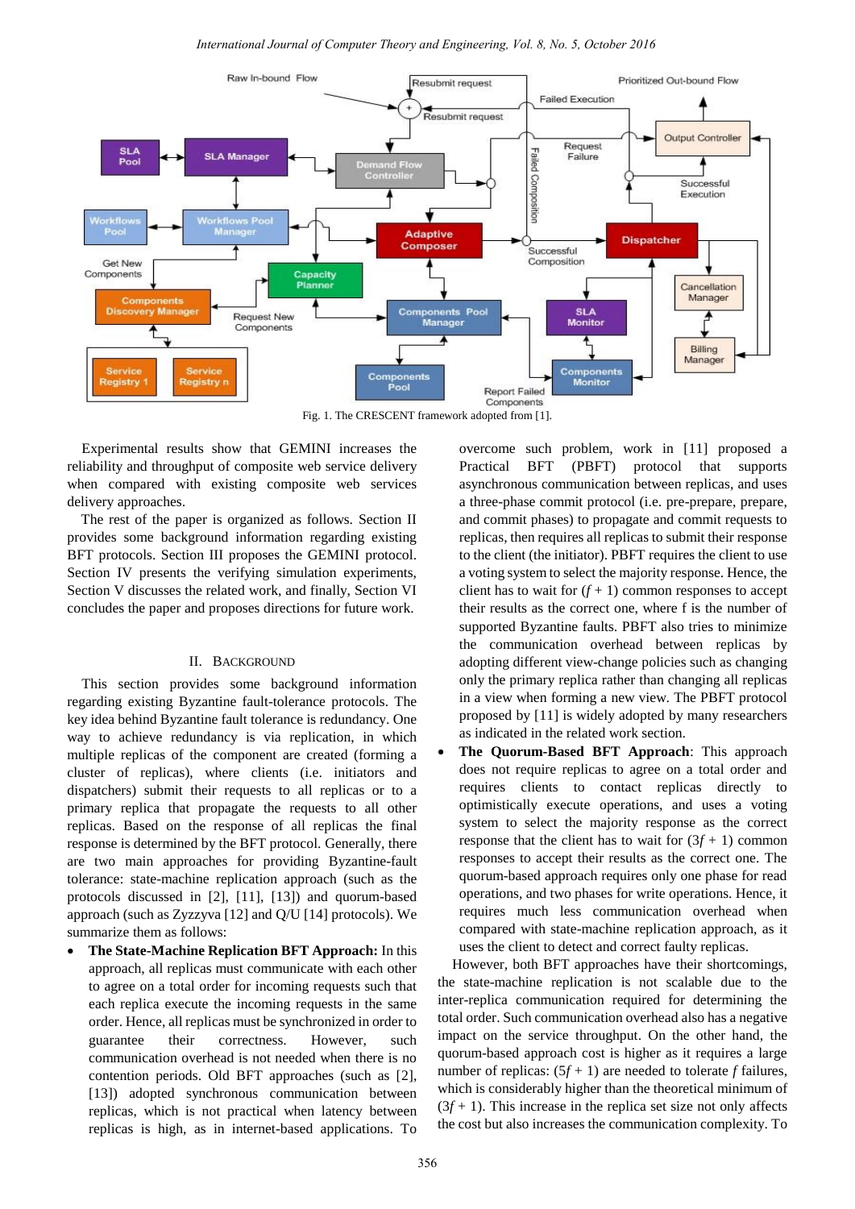Fig. 1. The CRESCENT framework adopted from [1].

Experimental results show that GEMINI increases the reliability and throughput of composite web service delivery when compared with existing composite web services delivery approaches.

The rest of the paper is organized as follows. Section II provides some background information regarding existing BFT protocols. Section III proposes the GEMINI protocol. Section IV presents the verifying simulation experiments, Section V discusses the related work, and finally, Section VI concludes the paper and proposes directions for future work.

## II. Background

This section provides some background information regarding existing Byzantine fault-tolerance protocols. The key idea behind Byzantine fault tolerance is redundancy. One way to achieve redundancy is via replication, in which multiple replicas of the component are created (forming a cluster of replicas), where clients (i.e. initiators and dispatchers) submit their requests to all replicas or to a primary replica that propagate the requests to all other replicas. Based on the response of all replicas the final response is determined by the BFT protocol. Generally, there are two main approaches for providing Byzantine-fault tolerance: state-machine replication approach (such as the protocols discussed in [2], [11], [13]) and quorum-based approach (such as Zyzzyva [12] and Q/U [14] protocols). We summarize them as follows:

- **The State-Machine Replication BFT Approach:** In this approach, all replicas must communicate with each other to agree on a total order for incoming requests such that each replica execute the incoming requests in the same order. Hence, all replicas must be synchronized in order to guarantee their correctness. However, such communication overhead is not needed when there is no contention periods. Old BFT approaches (such as [2], [13]) adopted synchronous communication between replicas, which is not practical when latency between replicas is high, as in internet-based applications. To overcome such problem, work in [11] proposed a Practical BFT (PBFT) protocol that supports asynchronous communication between replicas, and uses a three-phase commit protocol (i.e. pre-prepare, prepare, and commit phases) to propagate and commit requests to replicas, then requires all replicas to submit their response to the client (the initiator). PBFT requires the client to use a voting system to select the majority response. Hence, the client has to wait for ($f + 1$) common responses to accept their results as the correct one, where f is the number of supported Byzantine faults. PBFT also tries to minimize the communication overhead between replicas by adopting different view-change policies such as changing only the primary replica rather than changing all replicas in a view when forming a new view. The PBFT protocol proposed by [11] is widely adopted by many researchers as indicated in the related work section.
- **The Quorum-Based BFT Approach**: This approach does not require replicas to agree on a total order and requires clients to contact replicas directly to optimistically execute operations, and uses a voting system to select the majority response as the correct response that the client has to wait for ($3f + 1$) common responses to accept their results as the correct one. The quorum-based approach requires only one phase for read operations, and two phases for write operations. Hence, it requires much less communication overhead when compared with state-machine replication approach, as it uses the client to detect and correct faulty replicas.

However, both BFT approaches have their shortcomings, the state-machine replication is not scalable due to the inter-replica communication required for determining the total order. Such communication overhead also has a negative impact on the service throughput. On the other hand, the quorum-based approach cost is higher as it requires a large number of replicas: ($5f + 1$) are needed to tolerate $f$ failures, which is considerably higher than the theoretical minimum of ($3f + 1$). This increase in the replica set size not only affects the cost but also increases the communication complexity. To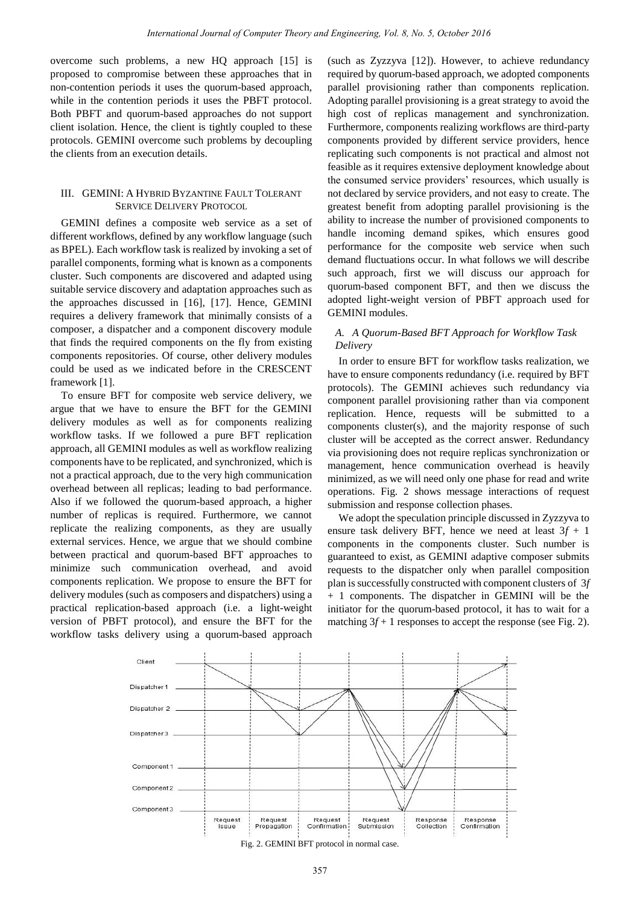overcome such problems, a new HQ approach [15] is proposed to compromise between these approaches that in non-contention periods it uses the quorum-based approach, while in the contention periods it uses the PBFT protocol. Both PBFT and quorum-based approaches do not support client isolation. Hence, the client is tightly coupled to these protocols. GEMINI overcome such problems by decoupling the clients from an execution details.

## III. GEMINI: A Hybrid Byzantine Fault Tolerant Service Delivery Protocol

GEMINI defines a composite web service as a set of different workflows, defined by any workflow language (such as BPEL). Each workflow task is realized by invoking a set of parallel components, forming what is known as a components cluster. Such components are discovered and adapted using suitable service discovery and adaptation approaches such as the approaches discussed in [16], [17]. Hence, GEMINI requires a delivery framework that minimally consists of a composer, a dispatcher and a component discovery module that finds the required components on the fly from existing components repositories. Of course, other delivery modules could be used as we indicated before in the CRESCENT framework [1].

To ensure BFT for composite web service delivery, we argue that we have to ensure the BFT for the GEMINI delivery modules as well as for components realizing workflow tasks. If we followed a pure BFT replication approach, all GEMINI modules as well as workflow realizing components have to be replicated, and synchronized, which is not a practical approach, due to the very high communication overhead between all replicas; leading to bad performance. Also if we followed the quorum-based approach, a higher number of replicas is required. Furthermore, we cannot replicate the realizing components, as they are usually external services. Hence, we argue that we should combine between practical and quorum-based BFT approaches to minimize such communication overhead, and avoid components replication. We propose to ensure the BFT for delivery modules (such as composers and dispatchers) using a practical replication-based approach (i.e. a light-weight version of PBFT protocol), and ensure the BFT for the workflow tasks delivery using a quorum-based approach (such as Zyzzyva [12]). However, to achieve redundancy required by quorum-based approach, we adopted components parallel provisioning rather than components replication. Adopting parallel provisioning is a great strategy to avoid the high cost of replicas management and synchronization. Furthermore, components realizing workflows are third-party components provided by different service providers, hence replicating such components is not practical and almost not feasible as it requires extensive deployment knowledge about the consumed service providers' resources, which usually is not declared by service providers, and not easy to create. The greatest benefit from adopting parallel provisioning is the ability to increase the number of provisioned components to handle incoming demand spikes, which ensures good performance for the composite web service when such demand fluctuations occur. In what follows we will describe such approach, first we will discuss our approach for quorum-based component BFT, and then we discuss the adopted light-weight version of PBFT approach used for GEMINI modules.

### *A. A Quorum-Based BFT Approach for Workflow Task Delivery*

In order to ensure BFT for workflow tasks realization, we have to ensure components redundancy (i.e. required by BFT protocols). The GEMINI achieves such redundancy via component parallel provisioning rather than via component replication. Hence, requests will be submitted to a components cluster(s), and the majority response of such cluster will be accepted as the correct answer. Redundancy via provisioning does not require replicas synchronization or management, hence communication overhead is heavily minimized, as we will need only one phase for read and write operations. Fig. 2 shows message interactions of request submission and response collection phases.

We adopt the speculation principle discussed in Zyzzyva to ensure task delivery BFT, hence we need at least $3f + 1$ components in the components cluster. Such number is guaranteed to exist, as GEMINI adaptive composer submits requests to the dispatcher only when parallel composition plan is successfully constructed with component clusters of $3f + 1$ components. The dispatcher in GEMINI will be the initiator for the quorum-based protocol, it has to wait for a matching $3f + 1$ responses to accept the response (see Fig. 2).

Fig. 2. GEMINI BFT protocol in normal case.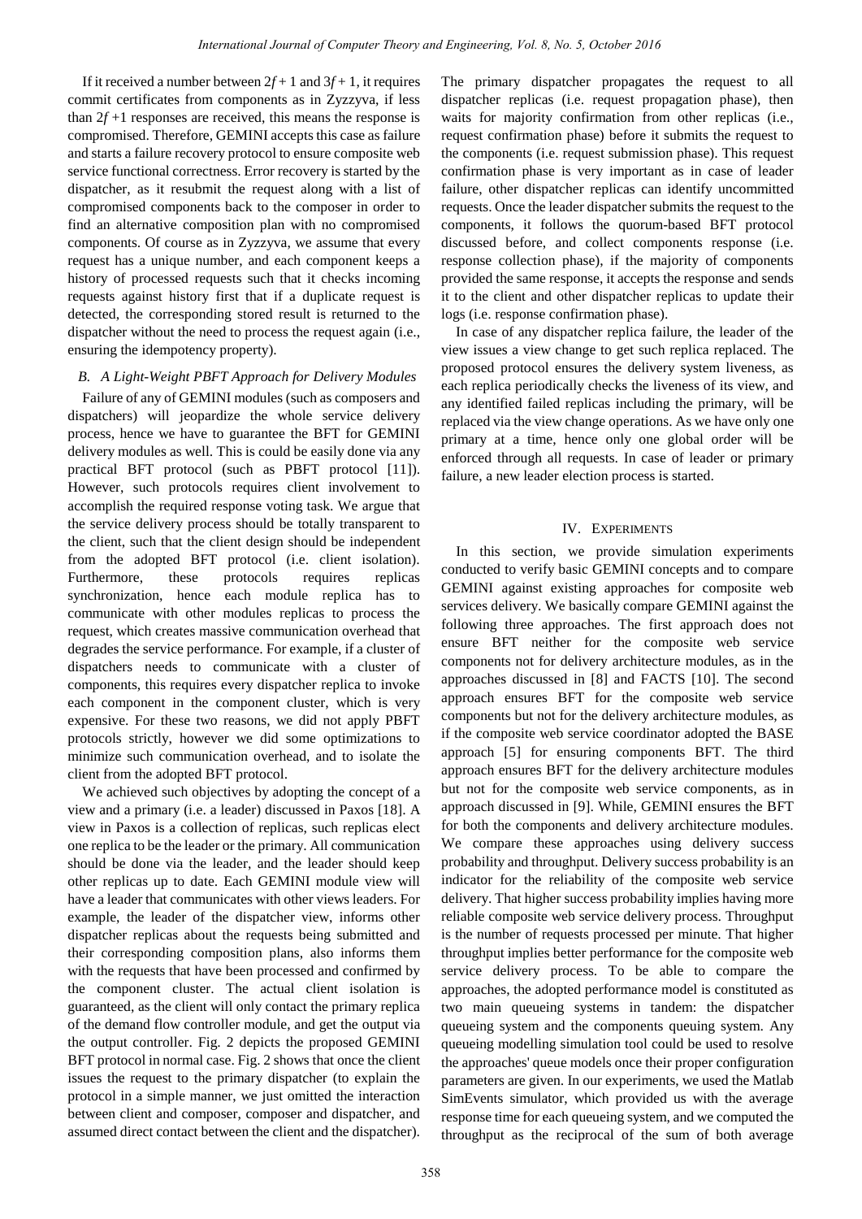If it received a number between $2f + 1$ and $3f + 1$, it requires commit certificates from components as in Zyzzyva, if less than $2f +1$ responses are received, this means the response is compromised. Therefore, GEMINI accepts this case as failure and starts a failure recovery protocol to ensure composite web service functional correctness. Error recovery is started by the dispatcher, as it resubmit the request along with a list of compromised components back to the composer in order to find an alternative composition plan with no compromised components. Of course as in Zyzzyva, we assume that every request has a unique number, and each component keeps a history of processed requests such that it checks incoming requests against history first that if a duplicate request is detected, the corresponding stored result is returned to the dispatcher without the need to process the request again (i.e., ensuring the idempotency property).

### *B. A Light-Weight PBFT Approach for Delivery Modules*

Failure of any of GEMINI modules (such as composers and dispatchers) will jeopardize the whole service delivery process, hence we have to guarantee the BFT for GEMINI delivery modules as well. This is could be easily done via any practical BFT protocol (such as PBFT protocol [11]). However, such protocols requires client involvement to accomplish the required response voting task. We argue that the service delivery process should be totally transparent to the client, such that the client design should be independent from the adopted BFT protocol (i.e. client isolation). Furthermore, these protocols requires replicas synchronization, hence each module replica has to communicate with other modules replicas to process the request, which creates massive communication overhead that degrades the service performance. For example, if a cluster of dispatchers needs to communicate with a cluster of components, this requires every dispatcher replica to invoke each component in the component cluster, which is very expensive. For these two reasons, we did not apply PBFT protocols strictly, however we did some optimizations to minimize such communication overhead, and to isolate the client from the adopted BFT protocol.

We achieved such objectives by adopting the concept of a view and a primary (i.e. a leader) discussed in Paxos [18]. A view in Paxos is a collection of replicas, such replicas elect one replica to be the leader or the primary. All communication should be done via the leader, and the leader should keep other replicas up to date. Each GEMINI module view will have a leader that communicates with other views leaders. For example, the leader of the dispatcher view, informs other dispatcher replicas about the requests being submitted and their corresponding composition plans, also informs them with the requests that have been processed and confirmed by the component cluster. The actual client isolation is guaranteed, as the client will only contact the primary replica of the demand flow controller module, and get the output via the output controller. Fig. 2 depicts the proposed GEMINI BFT protocol in normal case. Fig. 2 shows that once the client issues the request to the primary dispatcher (to explain the protocol in a simple manner, we just omitted the interaction between client and composer, composer and dispatcher, and assumed direct contact between the client and the dispatcher). The primary dispatcher propagates the request to all dispatcher replicas (i.e. request propagation phase), then waits for majority confirmation from other replicas (i.e., request confirmation phase) before it submits the request to the components (i.e. request submission phase). This request confirmation phase is very important as in case of leader failure, other dispatcher replicas can identify uncommitted requests. Once the leader dispatcher submits the request to the components, it follows the quorum-based BFT protocol discussed before, and collect components response (i.e. response collection phase), if the majority of components provided the same response, it accepts the response and sends it to the client and other dispatcher replicas to update their logs (i.e. response confirmation phase).

In case of any dispatcher replica failure, the leader of the view issues a view change to get such replica replaced. The proposed protocol ensures the delivery system liveness, as each replica periodically checks the liveness of its view, and any identified failed replicas including the primary, will be replaced via the view change operations. As we have only one primary at a time, hence only one global order will be enforced through all requests. In case of leader or primary failure, a new leader election process is started.

## IV. Experiments

In this section, we provide simulation experiments conducted to verify basic GEMINI concepts and to compare GEMINI against existing approaches for composite web services delivery. We basically compare GEMINI against the following three approaches. The first approach does not ensure BFT neither for the composite web service components not for delivery architecture modules, as in the approaches discussed in [8] and FACTS [10]. The second approach ensures BFT for the composite web service components but not for the delivery architecture modules, as if the composite web service coordinator adopted the BASE approach [5] for ensuring components BFT. The third approach ensures BFT for the delivery architecture modules but not for the composite web service components, as in approach discussed in [9]. While, GEMINI ensures the BFT for both the components and delivery architecture modules. We compare these approaches using delivery success probability and throughput. Delivery success probability is an indicator for the reliability of the composite web service delivery. That higher success probability implies having more reliable composite web service delivery process. Throughput is the number of requests processed per minute. That higher throughput implies better performance for the composite web service delivery process. To be able to compare the approaches, the adopted performance model is constituted as two main queueing systems in tandem: the dispatcher queueing system and the components queuing system. Any queueing modelling simulation tool could be used to resolve the approaches' queue models once their proper configuration parameters are given. In our experiments, we used the Matlab SimEvents simulator, which provided us with the average response time for each queueing system, and we computed the throughput as the reciprocal of the sum of both average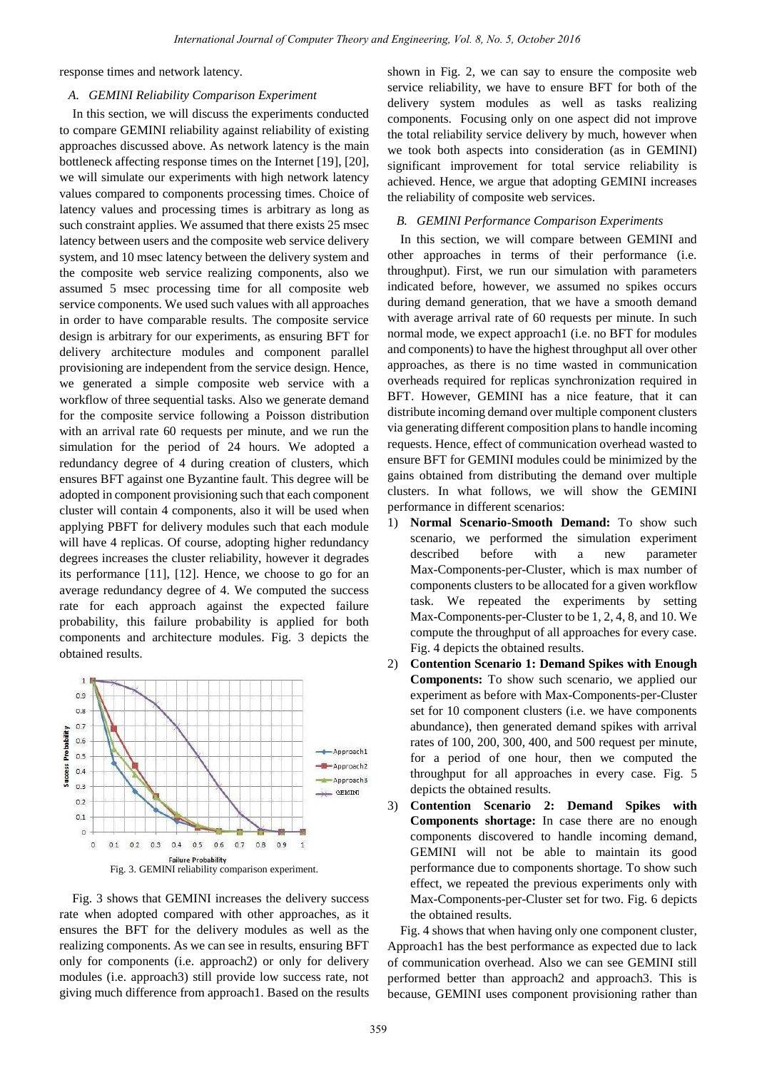response times and network latency.

### A. GEMINI Reliability Comparison Experiment

In this section, we will discuss the experiments conducted to compare GEMINI reliability against reliability of existing approaches discussed above. As network latency is the main bottleneck affecting response times on the Internet [19], [20], we will simulate our experiments with high network latency values compared to components processing times. Choice of latency values and processing times is arbitrary as long as such constraint applies. We assumed that there exists 25 msec latency between users and the composite web service delivery system, and 10 msec latency between the delivery system and the composite web service realizing components, also we assumed 5 msec processing time for all composite web service components. We used such values with all approaches in order to have comparable results. The composite service design is arbitrary for our experiments, as ensuring BFT for delivery architecture modules and component parallel provisioning are independent from the service design. Hence, we generated a simple composite web service with a workflow of three sequential tasks. Also we generate demand for the composite service following a Poisson distribution with an arrival rate 60 requests per minute, and we run the simulation for the period of 24 hours. We adopted a redundancy degree of 4 during creation of clusters, which ensures BFT against one Byzantine fault. This degree will be adopted in component provisioning such that each component cluster will contain 4 components, also it will be used when applying PBFT for delivery modules such that each module will have 4 replicas. Of course, adopting higher redundancy degrees increases the cluster reliability, however it degrades its performance [11], [12]. Hence, we choose to go for an average redundancy degree of 4. We computed the success rate for each approach against the expected failure probability, this failure probability is applied for both components and architecture modules. Fig. 3 depicts the obtained results.

Fig. 3. GEMINI reliability comparison experiment.

Fig. 3 shows that GEMINI increases the delivery success rate when adopted compared with other approaches, as it ensures the BFT for the delivery modules as well as the realizing components. As we can see in results, ensuring BFT only for components (i.e. approach2) or only for delivery modules (i.e. approach3) still provide low success rate, not giving much difference from approach1. Based on the results shown in Fig. 2, we can say to ensure the composite web service reliability, we have to ensure BFT for both of the delivery system modules as well as tasks realizing components. Focusing only on one aspect did not improve the total reliability service delivery by much, however when we took both aspects into consideration (as in GEMINI) significant improvement for total service reliability is achieved. Hence, we argue that adopting GEMINI increases the reliability of composite web services.

### B. GEMINI Performance Comparison Experiments

In this section, we will compare between GEMINI and other approaches in terms of their performance (i.e. throughput). First, we run our simulation with parameters indicated before, however, we assumed no spikes occurs during demand generation, that we have a smooth demand with average arrival rate of 60 requests per minute. In such normal mode, we expect approach1 (i.e. no BFT for modules and components) to have the highest throughput all over other approaches, as there is no time wasted in communication overheads required for replicas synchronization required in BFT. However, GEMINI has a nice feature, that it can distribute incoming demand over multiple component clusters via generating different composition plans to handle incoming requests. Hence, effect of communication overhead wasted to ensure BFT for GEMINI modules could be minimized by the gains obtained from distributing the demand over multiple clusters. In what follows, we will show the GEMINI performance in different scenarios:

1) **Normal Scenario-Smooth Demand:** To show such scenario, we performed the simulation experiment described before with a new parameter Max-Components-per-Cluster, which is max number of components clusters to be allocated for a given workflow task. We repeated the experiments by setting Max-Components-per-Cluster to be 1, 2, 4, 8, and 10. We compute the throughput of all approaches for every case. Fig. 4 depicts the obtained results.
2) **Contention Scenario 1: Demand Spikes with Enough Components:** To show such scenario, we applied our experiment as before with Max-Components-per-Cluster set for 10 component clusters (i.e. we have components abundance), then generated demand spikes with arrival rates of 100, 200, 300, 400, and 500 request per minute, for a period of one hour, then we computed the throughput for all approaches in every case. Fig. 5 depicts the obtained results.
3) **Contention Scenario 2: Demand Spikes with Components shortage:** In case there are no enough components discovered to handle incoming demand, GEMINI will not be able to maintain its good performance due to components shortage. To show such effect, we repeated the previous experiments only with Max-Components-per-Cluster set for two. Fig. 6 depicts the obtained results.

Fig. 4 shows that when having only one component cluster, Approach1 has the best performance as expected due to lack of communication overhead. Also we can see GEMINI still performed better than approach2 and approach3. This is because, GEMINI uses component provisioning rather than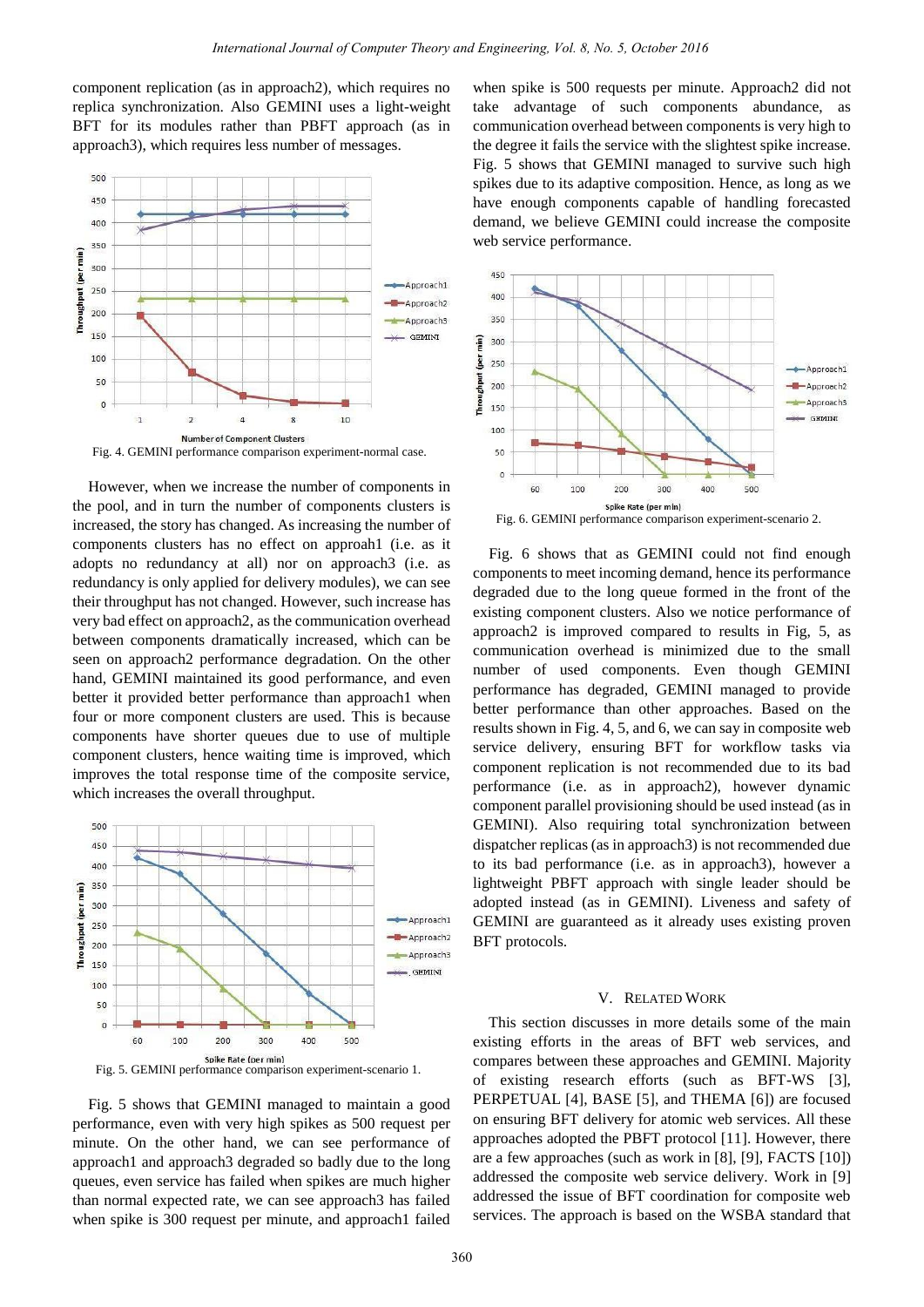component replication (as in approach2), which requires no replica synchronization. Also GEMINI uses a light-weight BFT for its modules rather than PBFT approach (as in approach3), which requires less number of messages.

Fig. 4. GEMINI performance comparison experiment-normal case.

However, when we increase the number of components in the pool, and in turn the number of components clusters is increased, the story has changed. As increasing the number of components clusters has no effect on approah1 (i.e. as it adopts no redundancy at all) nor on approach3 (i.e. as redundancy is only applied for delivery modules), we can see their throughput has not changed. However, such increase has very bad effect on approach2, as the communication overhead between components dramatically increased, which can be seen on approach2 performance degradation. On the other hand, GEMINI maintained its good performance, and even better it provided better performance than approach1 when four or more component clusters are used. This is because components have shorter queues due to use of multiple component clusters, hence waiting time is improved, which improves the total response time of the composite service, which increases the overall throughput.

Fig. 5. GEMINI performance comparison experiment-scenario 1.

Fig. 5 shows that GEMINI managed to maintain a good performance, even with very high spikes as 500 request per minute. On the other hand, we can see performance of approach1 and approach3 degraded so badly due to the long queues, even service has failed when spikes are much higher than normal expected rate, we can see approach3 has failed when spike is 300 request per minute, and approach1 failed when spike is 500 requests per minute. Approach2 did not take advantage of such components abundance, as communication overhead between components is very high to the degree it fails the service with the slightest spike increase. Fig. 5 shows that GEMINI managed to survive such high spikes due to its adaptive composition. Hence, as long as we have enough components capable of handling forecasted demand, we believe GEMINI could increase the composite web service performance.

Fig. 6. GEMINI performance comparison experiment-scenario 2.

Fig. 6 shows that as GEMINI could not find enough components to meet incoming demand, hence its performance degraded due to the long queue formed in the front of the existing component clusters. Also we notice performance of approach2 is improved compared to results in Fig, 5, as communication overhead is minimized due to the small number of used components. Even though GEMINI performance has degraded, GEMINI managed to provide better performance than other approaches. Based on the results shown in Fig. 4, 5, and 6, we can say in composite web service delivery, ensuring BFT for workflow tasks via component replication is not recommended due to its bad performance (i.e. as in approach2), however dynamic component parallel provisioning should be used instead (as in GEMINI). Also requiring total synchronization between dispatcher replicas (as in approach3) is not recommended due to its bad performance (i.e. as in approach3), however a lightweight PBFT approach with single leader should be adopted instead (as in GEMINI). Liveness and safety of GEMINI are guaranteed as it already uses existing proven BFT protocols.

## V. Related Work

This section discusses in more details some of the main existing efforts in the areas of BFT web services, and compares between these approaches and GEMINI. Majority of existing research efforts (such as BFT-WS [3], PERPETUAL [4], BASE [5], and THEMA [6]) are focused on ensuring BFT delivery for atomic web services. All these approaches adopted the PBFT protocol [11]. However, there are a few approaches (such as work in [8], [9], FACTS [10]) addressed the composite web service delivery. Work in [9] addressed the issue of BFT coordination for composite web services. The approach is based on the WSBA standard that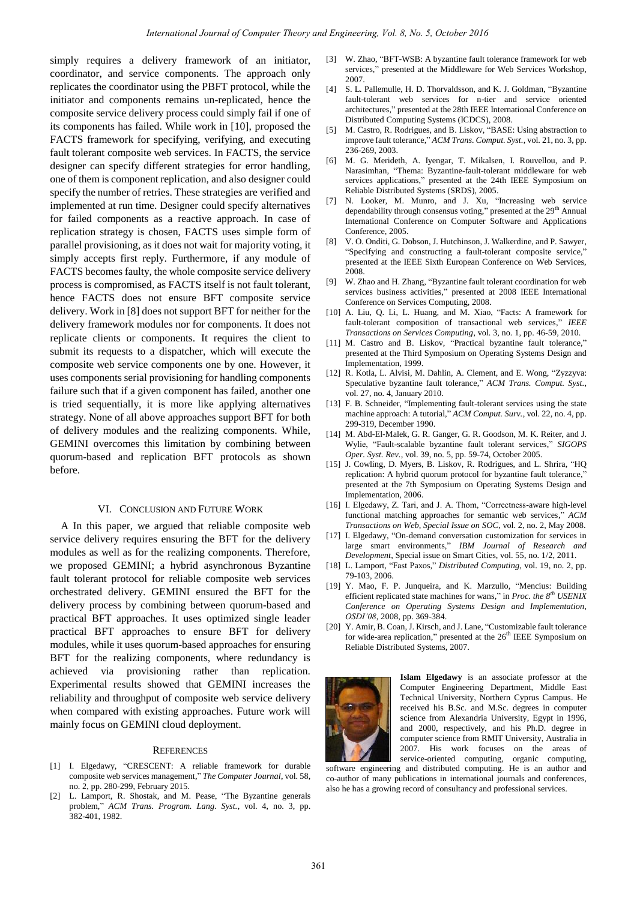simply requires a delivery framework of an initiator, coordinator, and service components. The approach only replicates the coordinator using the PBFT protocol, while the initiator and components remains un-replicated, hence the composite service delivery process could simply fail if one of its components has failed. While work in [10], proposed the FACTS framework for specifying, verifying, and executing fault tolerant composite web services. In FACTS, the service designer can specify different strategies for error handling, one of them is component replication, and also designer could specify the number of retries. These strategies are verified and implemented at run time. Designer could specify alternatives for failed components as a reactive approach. In case of replication strategy is chosen, FACTS uses simple form of parallel provisioning, as it does not wait for majority voting, it simply accepts first reply. Furthermore, if any module of FACTS becomes faulty, the whole composite service delivery process is compromised, as FACTS itself is not fault tolerant, hence FACTS does not ensure BFT composite service delivery. Work in [8] does not support BFT for neither for the delivery framework modules nor for components. It does not replicate clients or components. It requires the client to submit its requests to a dispatcher, which will execute the composite web service components one by one. However, it uses components serial provisioning for handling components failure such that if a given component has failed, another one is tried sequentially, it is more like applying alternatives strategy. None of all above approaches support BFT for both of delivery modules and the realizing components. While, GEMINI overcomes this limitation by combining between quorum-based and replication BFT protocols as shown before.

## VI. Conclusion and Future Work

A In this paper, we argued that reliable composite web service delivery requires ensuring the BFT for the delivery modules as well as for the realizing components. Therefore, we proposed GEMINI; a hybrid asynchronous Byzantine fault tolerant protocol for reliable composite web services orchestrated delivery. GEMINI ensured the BFT for the delivery process by combining between quorum-based and practical BFT approaches. It uses optimized single leader practical BFT approaches to ensure BFT for delivery modules, while it uses quorum-based approaches for ensuring BFT for the realizing components, where redundancy is achieved via provisioning rather than replication. Experimental results showed that GEMINI increases the reliability and throughput of composite web service delivery when compared with existing approaches. Future work will mainly focus on GEMINI cloud deployment.

## References

[1] I. Elgedawy, "CRESCENT: A reliable framework for durable composite web services management," *The Computer Journal*, vol. 58, no. 2, pp. 280-299, February 2015.

[2] L. Lamport, R. Shostak, and M. Pease, "The Byzantine generals problem," *ACM Trans. Program. Lang. Syst.*, vol. 4, no. 3, pp. 382-401, 1982.

[3] W. Zhao, "BFT-WSB: A byzantine fault tolerance framework for web services," presented at the Middleware for Web Services Workshop, 2007.

[4] S. L. Pallemulle, H. D. Thorvaldsson, and K. J. Goldman, "Byzantine fault-tolerant web services for n-tier and service oriented architectures," presented at the 28th IEEE International Conference on Distributed Computing Systems (ICDCS), 2008.

[5] M. Castro, R. Rodrigues, and B. Liskov, "BASE: Using abstraction to improve fault tolerance," *ACM Trans. Comput. Syst.*, vol. 21, no. 3, pp. 236-269, 2003.

[6] M. G. Merideth, A. Iyengar, T. Mikalsen, I. Rouvellou, and P. Narasimhan, "Thema: Byzantine-fault-tolerant middleware for web services applications," presented at the 24th IEEE Symposium on Reliable Distributed Systems (SRDS), 2005.

[7] N. Looker, M. Munro, and J. Xu, "Increasing web service dependability through consensus voting," presented at the 29th Annual International Conference on Computer Software and Applications Conference, 2005.

[8] V. O. Onditi, G. Dobson, J. Hutchinson, J. Walkerdine, and P. Sawyer, "Specifying and constructing a fault-tolerant composite service," presented at the IEEE Sixth European Conference on Web Services, 2008.

[9] W. Zhao and H. Zhang, "Byzantine fault tolerant coordination for web services business activities," presented at 2008 IEEE International Conference on Services Computing, 2008.

[10] A. Liu, Q. Li, L. Huang, and M. Xiao, "Facts: A framework for fault-tolerant composition of transactional web services," *IEEE Transactions on Services Computing*, vol. 3, no. 1, pp. 46-59, 2010.

[11] M. Castro and B. Liskov, "Practical byzantine fault tolerance," presented at the Third Symposium on Operating Systems Design and Implementation, 1999.

[12] R. Kotla, L. Alvisi, M. Dahlin, A. Clement, and E. Wong, "Zyzzyva: Speculative byzantine fault tolerance," *ACM Trans. Comput. Syst.*, vol. 27, no. 4, January 2010.

[13] F. B. Schneider, "Implementing fault-tolerant services using the state machine approach: A tutorial," *ACM Comput. Surv.*, vol. 22, no. 4, pp. 299-319, December 1990.

[14] M. Abd-El-Malek, G. R. Ganger, G. R. Goodson, M. K. Reiter, and J. Wylie, "Fault-scalable byzantine fault tolerant services," *SIGOPS Oper. Syst. Rev.*, vol. 39, no. 5, pp. 59-74, October 2005.

[15] J. Cowling, D. Myers, B. Liskov, R. Rodrigues, and L. Shrira, "HQ replication: A hybrid quorum protocol for byzantine fault tolerance," presented at the 7th Symposium on Operating Systems Design and Implementation, 2006.

[16] I. Elgedawy, Z. Tari, and J. A. Thom, "Correctness-aware high-level functional matching approaches for semantic web services," *ACM Transactions on Web, Special Issue on SOC*, vol. 2, no. 2, May 2008.

[17] I. Elgedawy, "On-demand conversation customization for services in large smart environments," *IBM Journal of Research and Development*, Special issue on Smart Cities, vol. 55, no. 1/2, 2011.

[18] L. Lamport, "Fast Paxos," *Distributed Computing*, vol. 19, no. 2, pp. 79-103, 2006.

[19] Y. Mao, F. P. Junqueira, and K. Marzullo, "Mencius: Building efficient replicated state machines for wans," in *Proc. the 8th USENIX Conference on Operating Systems Design and Implementation, OSDI'08*, 2008, pp. 369-384.

[20] Y. Amir, B. Coan, J. Kirsch, and J. Lane, "Customizable fault tolerance for wide-area replication," presented at the 26th IEEE Symposium on Reliable Distributed Systems, 2007.

**Islam Elgedawy** is an associate professor at the Computer Engineering Department, Middle East Technical University, Northern Cyprus Campus. He received his B.Sc. and M.Sc. degrees in computer science from Alexandria University, Egypt in 1996, and 2000, respectively, and his Ph.D. degree in computer science from RMIT University, Australia in 2007. His work focuses on the areas of service-oriented computing, organic computing, software engineering and distributed computing. He is an author and co-author of many publications in international journals and conferences, also he has a growing record of consultancy and professional services.